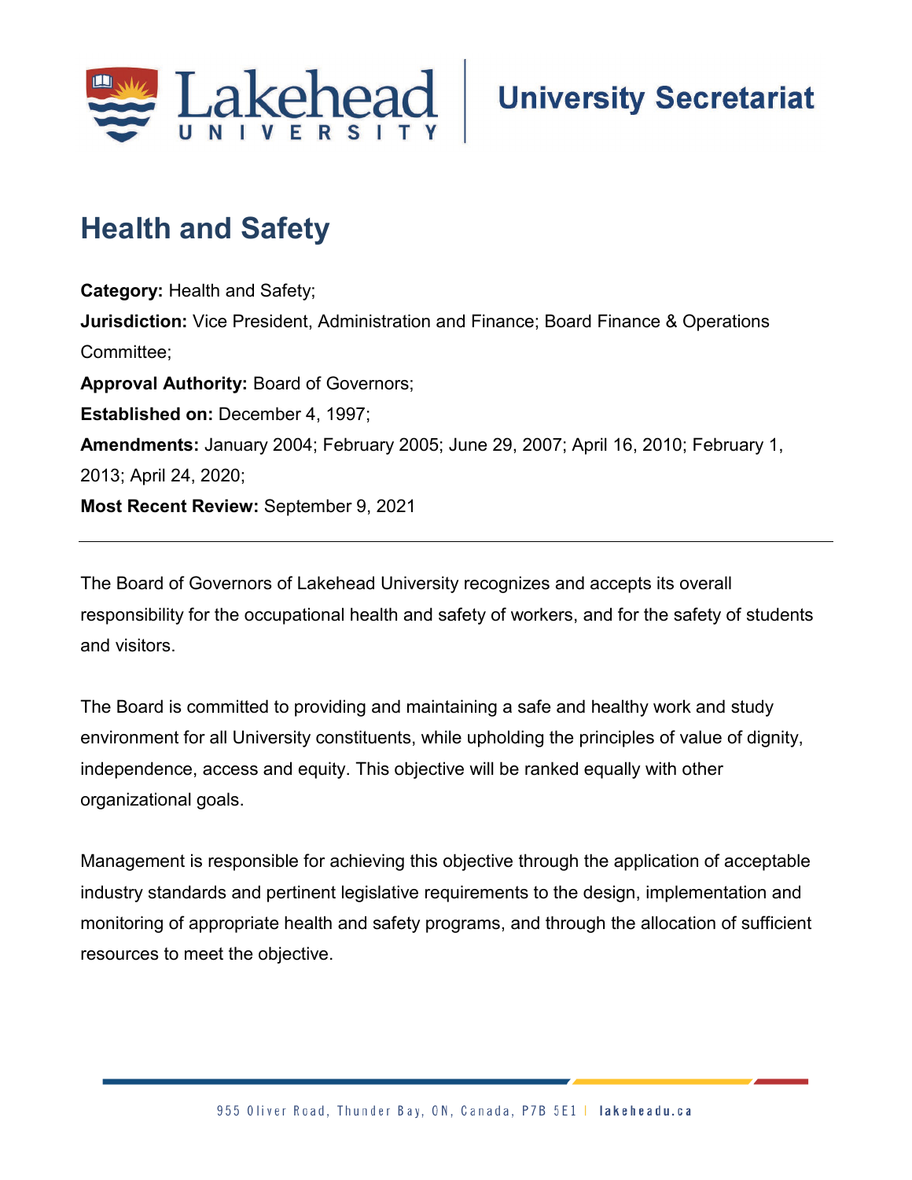# Health and Safety

**Category:** Health and Safety;
**Jurisdiction:** Vice President, Administration and Finance; Board Finance & Operations Committee;
**Approval Authority:** Board of Governors;
**Established on:** December 4, 1997;
**Amendments:** January 2004; February 2005; June 29, 2007; April 16, 2010; February 1, 2013; April 24, 2020;
**Most Recent Review:** September 9, 2021

---

The Board of Governors of Lakehead University recognizes and accepts its overall responsibility for the occupational health and safety of workers, and for the safety of students and visitors.

The Board is committed to providing and maintaining a safe and healthy work and study environment for all University constituents, while upholding the principles of value of dignity, independence, access and equity. This objective will be ranked equally with other organizational goals.

Management is responsible for achieving this objective through the application of acceptable industry standards and pertinent legislative requirements to the design, implementation and monitoring of appropriate health and safety programs, and through the allocation of sufficient resources to meet the objective.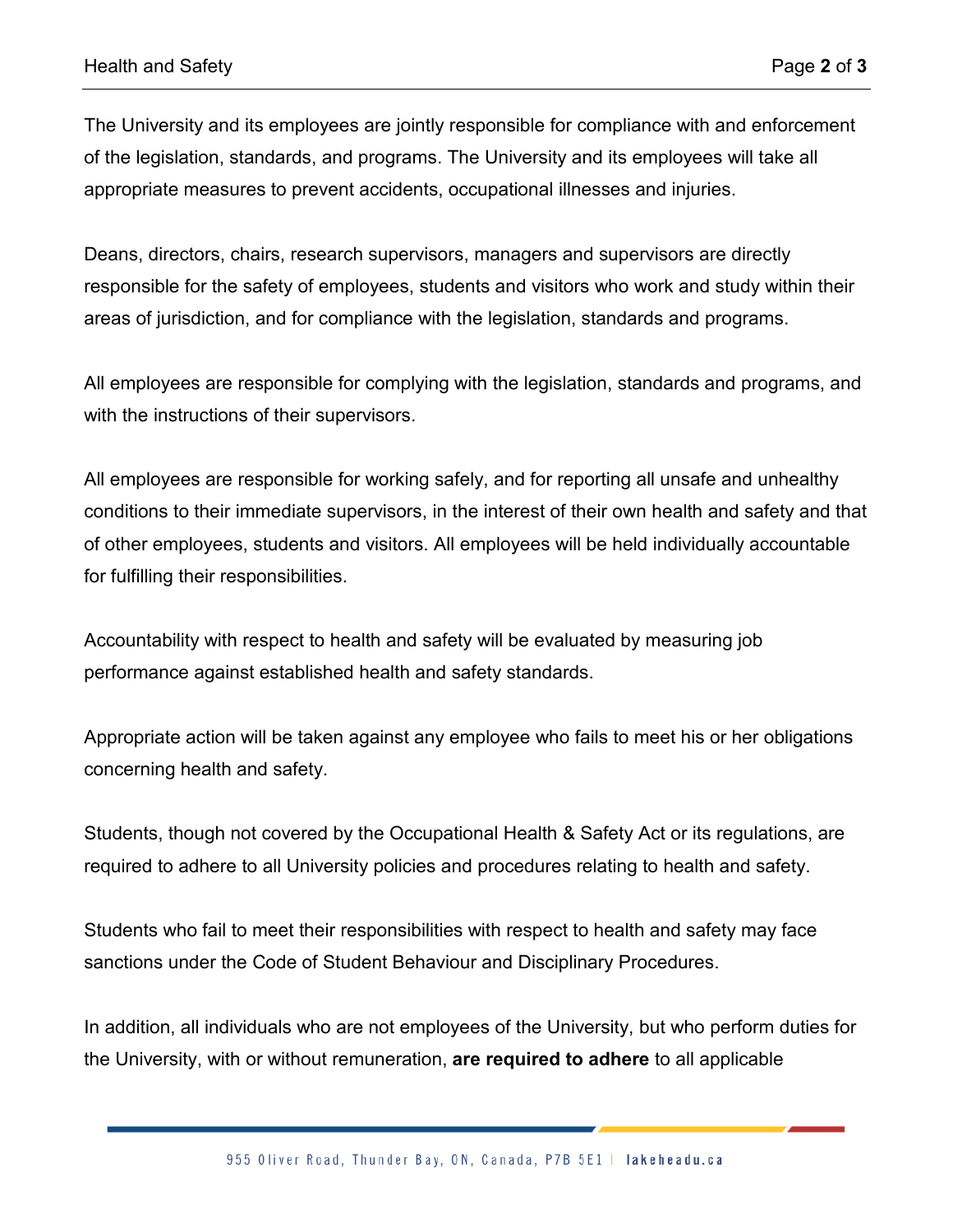The University and its employees are jointly responsible for compliance with and enforcement of the legislation, standards, and programs. The University and its employees will take all appropriate measures to prevent accidents, occupational illnesses and injuries.

Deans, directors, chairs, research supervisors, managers and supervisors are directly responsible for the safety of employees, students and visitors who work and study within their areas of jurisdiction, and for compliance with the legislation, standards and programs.

All employees are responsible for complying with the legislation, standards and programs, and with the instructions of their supervisors.

All employees are responsible for working safely, and for reporting all unsafe and unhealthy conditions to their immediate supervisors, in the interest of their own health and safety and that of other employees, students and visitors. All employees will be held individually accountable for fulfilling their responsibilities.

Accountability with respect to health and safety will be evaluated by measuring job performance against established health and safety standards.

Appropriate action will be taken against any employee who fails to meet his or her obligations concerning health and safety.

Students, though not covered by the Occupational Health & Safety Act or its regulations, are required to adhere to all University policies and procedures relating to health and safety.

Students who fail to meet their responsibilities with respect to health and safety may face sanctions under the Code of Student Behaviour and Disciplinary Procedures.

In addition, all individuals who are not employees of the University, but who perform duties for the University, with or without remuneration, **are required to adhere** to all applicable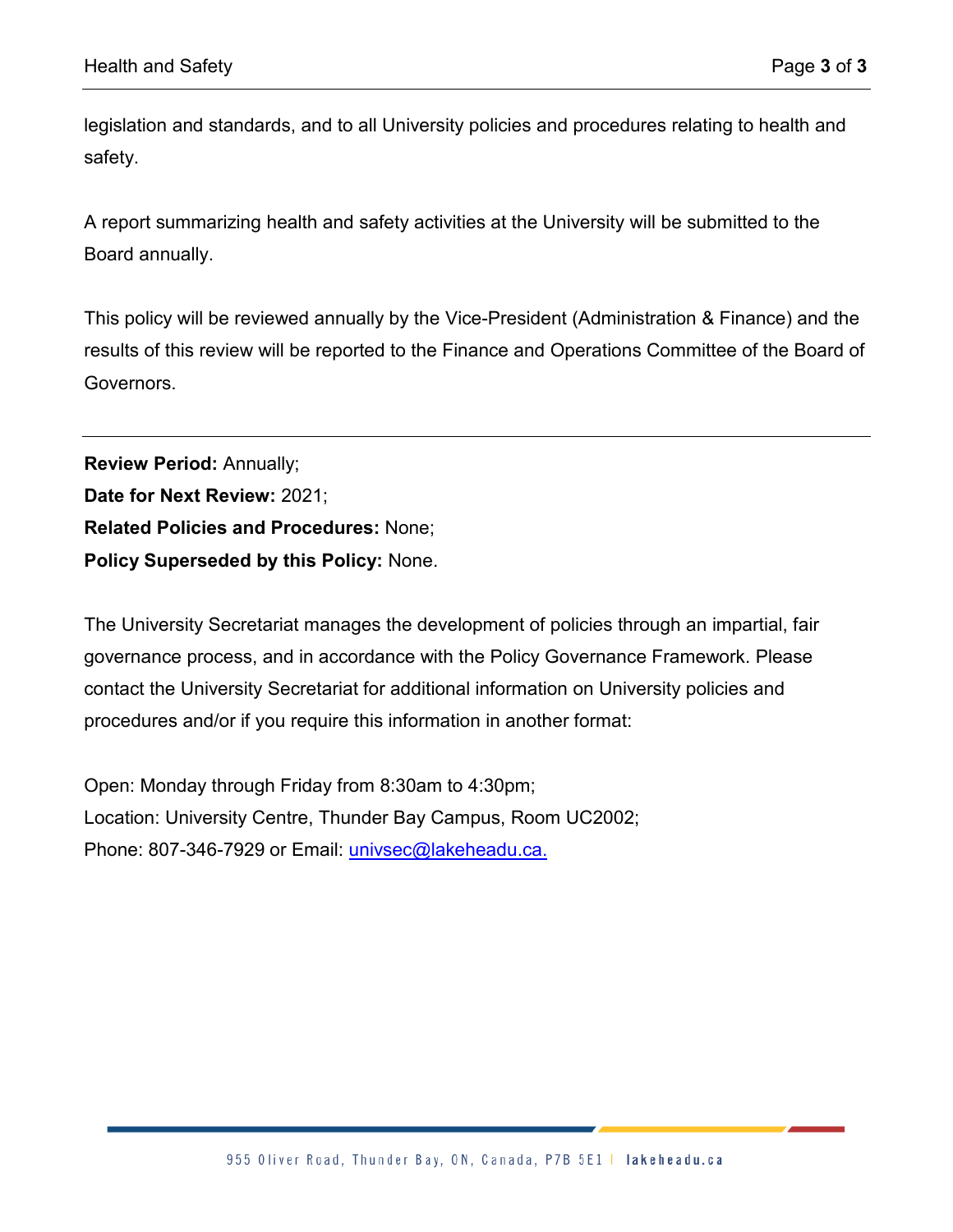legislation and standards, and to all University policies and procedures relating to health and safety.

A report summarizing health and safety activities at the University will be submitted to the Board annually.

This policy will be reviewed annually by the Vice-President (Administration & Finance) and the results of this review will be reported to the Finance and Operations Committee of the Board of Governors.

---

**Review Period:** Annually;
**Date for Next Review:** 2021;
**Related Policies and Procedures:** None;
**Policy Superseded by this Policy:** None.

The University Secretariat manages the development of policies through an impartial, fair governance process, and in accordance with the Policy Governance Framework. Please contact the University Secretariat for additional information on University policies and procedures and/or if you require this information in another format:

Open: Monday through Friday from 8:30am to 4:30pm;
Location: University Centre, Thunder Bay Campus, Room UC2002;
Phone: 807-346-7929 or Email: univsec@lakeheadu.ca.